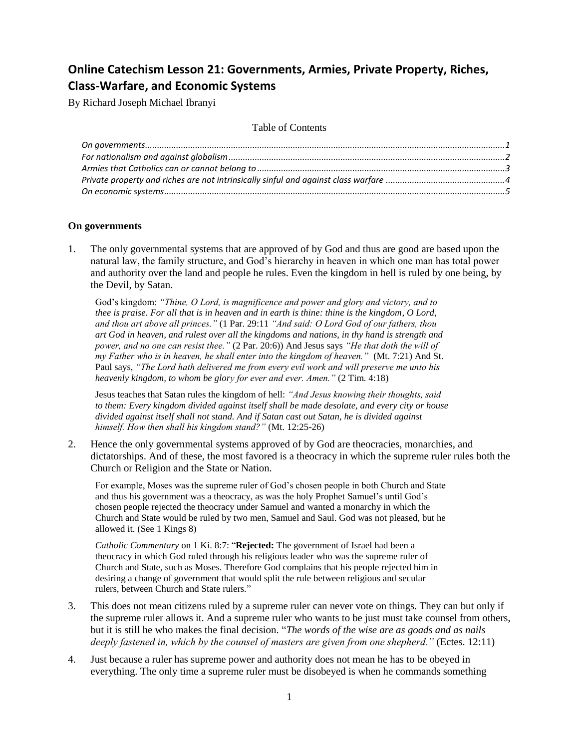# Online Catechism Lesson 21: Governments, Armies, Private Property, Riches, Class-Warfare, and Economic Systems

By Richard Joseph Michael Ibranyi

Table of Contents

- On governments....1
- For nationalism and against globalism....2
- Armies that Catholics can or cannot belong to....3
- Private property and riches are not intrinsically sinful and against class warfare....4
- On economic systems....5

### On governments

1. The only governmental systems that are approved of by God and thus are good are based upon the natural law, the family structure, and God's hierarchy in heaven in which one man has total power and authority over the land and people he rules. Even the kingdom in hell is ruled by one being, by the Devil, by Satan.

   God's kingdom: *"Thine, O Lord, is magnificence and power and glory and victory, and to thee is praise. For all that is in heaven and in earth is thine: thine is the kingdom, O Lord, and thou art above all princes."* (1 Par. 29:11 *"And said: O Lord God of our fathers, thou art God in heaven, and rulest over all the kingdoms and nations, in thy hand is strength and power, and no one can resist thee."* (2 Par. 20:6)) And Jesus says *"He that doth the will of my Father who is in heaven, he shall enter into the kingdom of heaven."* (Mt. 7:21) And St. Paul says, *"The Lord hath delivered me from every evil work and will preserve me unto his heavenly kingdom, to whom be glory for ever and ever. Amen."* (2 Tim. 4:18)

   Jesus teaches that Satan rules the kingdom of hell: *"And Jesus knowing their thoughts, said to them: Every kingdom divided against itself shall be made desolate, and every city or house divided against itself shall not stand. And if Satan cast out Satan, he is divided against himself. How then shall his kingdom stand?"* (Mt. 12:25-26)

2. Hence the only governmental systems approved of by God are theocracies, monarchies, and dictatorships. And of these, the most favored is a theocracy in which the supreme ruler rules both the Church or Religion and the State or Nation.

   For example, Moses was the supreme ruler of God's chosen people in both Church and State and thus his government was a theocracy, as was the holy Prophet Samuel's until God's chosen people rejected the theocracy under Samuel and wanted a monarchy in which the Church and State would be ruled by two men, Samuel and Saul. God was not pleased, but he allowed it. (See 1 Kings 8)

   *Catholic Commentary* on 1 Ki. 8:7: "**Rejected:** The government of Israel had been a theocracy in which God ruled through his religious leader who was the supreme ruler of Church and State, such as Moses. Therefore God complains that his people rejected him in desiring a change of government that would split the rule between religious and secular rulers, between Church and State rulers."

3. This does not mean citizens ruled by a supreme ruler can never vote on things. They can but only if the supreme ruler allows it. And a supreme ruler who wants to be just must take counsel from others, but it is still he who makes the final decision. "*The words of the wise are as goads and as nails deeply fastened in, which by the counsel of masters are given from one shepherd."* (Ectes. 12:11)

4. Just because a ruler has supreme power and authority does not mean he has to be obeyed in everything. The only time a supreme ruler must be disobeyed is when he commands something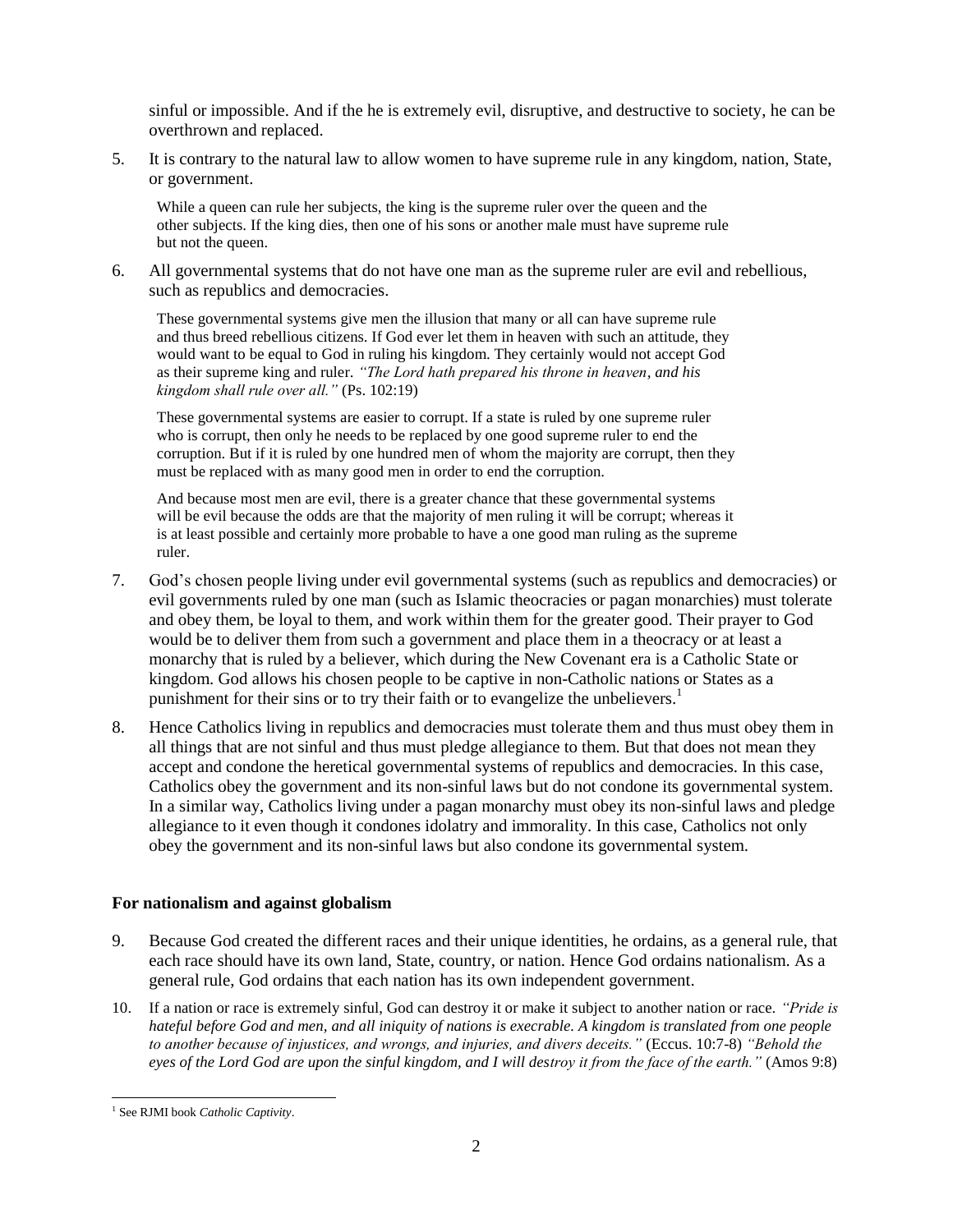sinful or impossible. And if the he is extremely evil, disruptive, and destructive to society, he can be overthrown and replaced.

5. It is contrary to the natural law to allow women to have supreme rule in any kingdom, nation, State, or government.

   While a queen can rule her subjects, the king is the supreme ruler over the queen and the other subjects. If the king dies, then one of his sons or another male must have supreme rule but not the queen.

6. All governmental systems that do not have one man as the supreme ruler are evil and rebellious, such as republics and democracies.

   These governmental systems give men the illusion that many or all can have supreme rule and thus breed rebellious citizens. If God ever let them in heaven with such an attitude, they would want to be equal to God in ruling his kingdom. They certainly would not accept God as their supreme king and ruler. *"The Lord hath prepared his throne in heaven, and his kingdom shall rule over all."* (Ps. 102:19)

   These governmental systems are easier to corrupt. If a state is ruled by one supreme ruler who is corrupt, then only he needs to be replaced by one good supreme ruler to end the corruption. But if it is ruled by one hundred men of whom the majority are corrupt, then they must be replaced with as many good men in order to end the corruption.

   And because most men are evil, there is a greater chance that these governmental systems will be evil because the odds are that the majority of men ruling it will be corrupt; whereas it is at least possible and certainly more probable to have a one good man ruling as the supreme ruler.

7. God's chosen people living under evil governmental systems (such as republics and democracies) or evil governments ruled by one man (such as Islamic theocracies or pagan monarchies) must tolerate and obey them, be loyal to them, and work within them for the greater good. Their prayer to God would be to deliver them from such a government and place them in a theocracy or at least a monarchy that is ruled by a believer, which during the New Covenant era is a Catholic State or kingdom. God allows his chosen people to be captive in non-Catholic nations or States as a punishment for their sins or to try their faith or to evangelize the unbelievers.[1]

8. Hence Catholics living in republics and democracies must tolerate them and thus must obey them in all things that are not sinful and thus must pledge allegiance to them. But that does not mean they accept and condone the heretical governmental systems of republics and democracies. In this case, Catholics obey the government and its non-sinful laws but do not condone its governmental system. In a similar way, Catholics living under a pagan monarchy must obey its non-sinful laws and pledge allegiance to it even though it condones idolatry and immorality. In this case, Catholics not only obey the government and its non-sinful laws but also condone its governmental system.

**For nationalism and against globalism**

9. Because God created the different races and their unique identities, he ordains, as a general rule, that each race should have its own land, State, country, or nation. Hence God ordains nationalism. As a general rule, God ordains that each nation has its own independent government.

10. If a nation or race is extremely sinful, God can destroy it or make it subject to another nation or race. *"Pride is hateful before God and men, and all iniquity of nations is execrable. A kingdom is translated from one people to another because of injustices, and wrongs, and injuries, and divers deceits."* (Eccus. 10:7-8) *"Behold the eyes of the Lord God are upon the sinful kingdom, and I will destroy it from the face of the earth."* (Amos 9:8)

[1] See RJMI book *Catholic Captivity*.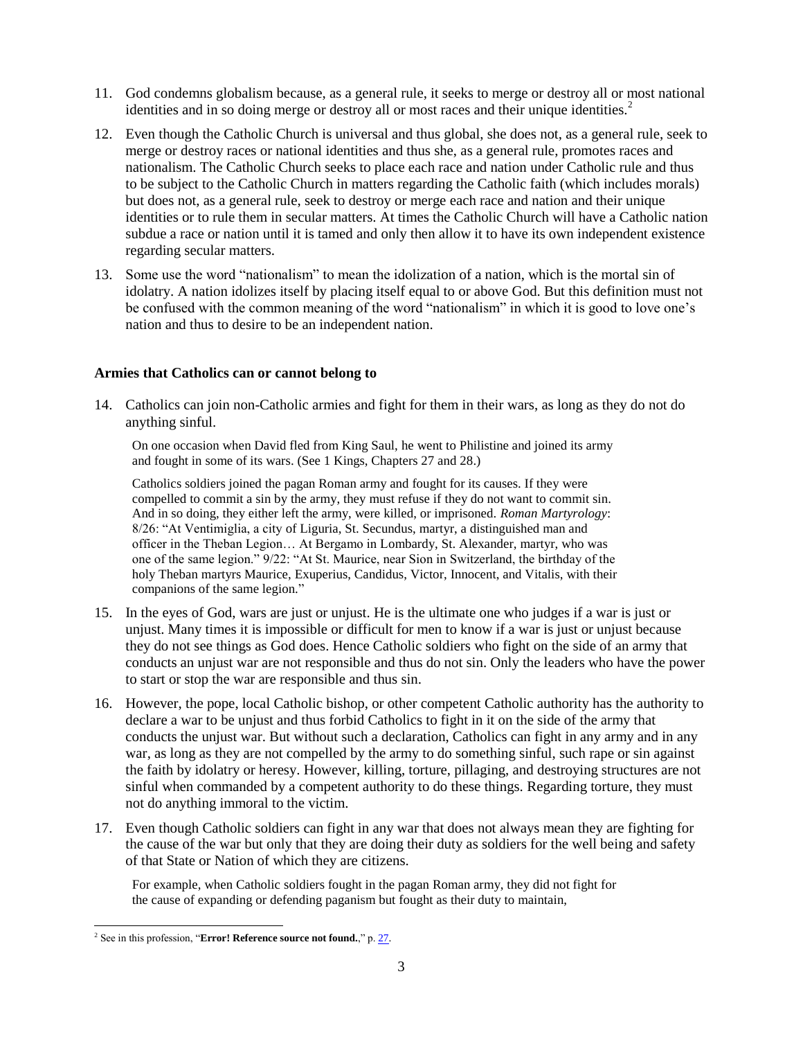11. God condemns globalism because, as a general rule, it seeks to merge or destroy all or most national identities and in so doing merge or destroy all or most races and their unique identities.[2]

12. Even though the Catholic Church is universal and thus global, she does not, as a general rule, seek to merge or destroy races or national identities and thus she, as a general rule, promotes races and nationalism. The Catholic Church seeks to place each race and nation under Catholic rule and thus to be subject to the Catholic Church in matters regarding the Catholic faith (which includes morals) but does not, as a general rule, seek to destroy or merge each race and nation and their unique identities or to rule them in secular matters. At times the Catholic Church will have a Catholic nation subdue a race or nation until it is tamed and only then allow it to have its own independent existence regarding secular matters.

13. Some use the word "nationalism" to mean the idolization of a nation, which is the mortal sin of idolatry. A nation idolizes itself by placing itself equal to or above God. But this definition must not be confused with the common meaning of the word "nationalism" in which it is good to love one's nation and thus to desire to be an independent nation.

**Armies that Catholics can or cannot belong to**

14. Catholics can join non-Catholic armies and fight for them in their wars, as long as they do not do anything sinful.

    On one occasion when David fled from King Saul, he went to Philistine and joined its army and fought in some of its wars. (See 1 Kings, Chapters 27 and 28.)

    Catholics soldiers joined the pagan Roman army and fought for its causes. If they were compelled to commit a sin by the army, they must refuse if they do not want to commit sin. And in so doing, they either left the army, were killed, or imprisoned. *Roman Martyrology*: 8/26: "At Ventimiglia, a city of Liguria, St. Secundus, martyr, a distinguished man and officer in the Theban Legion… At Bergamo in Lombardy, St. Alexander, martyr, who was one of the same legion." 9/22: "At St. Maurice, near Sion in Switzerland, the birthday of the holy Theban martyrs Maurice, Exuperius, Candidus, Victor, Innocent, and Vitalis, with their companions of the same legion."

15. In the eyes of God, wars are just or unjust. He is the ultimate one who judges if a war is just or unjust. Many times it is impossible or difficult for men to know if a war is just or unjust because they do not see things as God does. Hence Catholic soldiers who fight on the side of an army that conducts an unjust war are not responsible and thus do not sin. Only the leaders who have the power to start or stop the war are responsible and thus sin.

16. However, the pope, local Catholic bishop, or other competent Catholic authority has the authority to declare a war to be unjust and thus forbid Catholics to fight in it on the side of the army that conducts the unjust war. But without such a declaration, Catholics can fight in any army and in any war, as long as they are not compelled by the army to do something sinful, such rape or sin against the faith by idolatry or heresy. However, killing, torture, pillaging, and destroying structures are not sinful when commanded by a competent authority to do these things. Regarding torture, they must not do anything immoral to the victim.

17. Even though Catholic soldiers can fight in any war that does not always mean they are fighting for the cause of the war but only that they are doing their duty as soldiers for the well being and safety of that State or Nation of which they are citizens.

    For example, when Catholic soldiers fought in the pagan Roman army, they did not fight for the cause of expanding or defending paganism but fought as their duty to maintain,

[2] See in this profession, "**Error! Reference source not found.**," p. 27.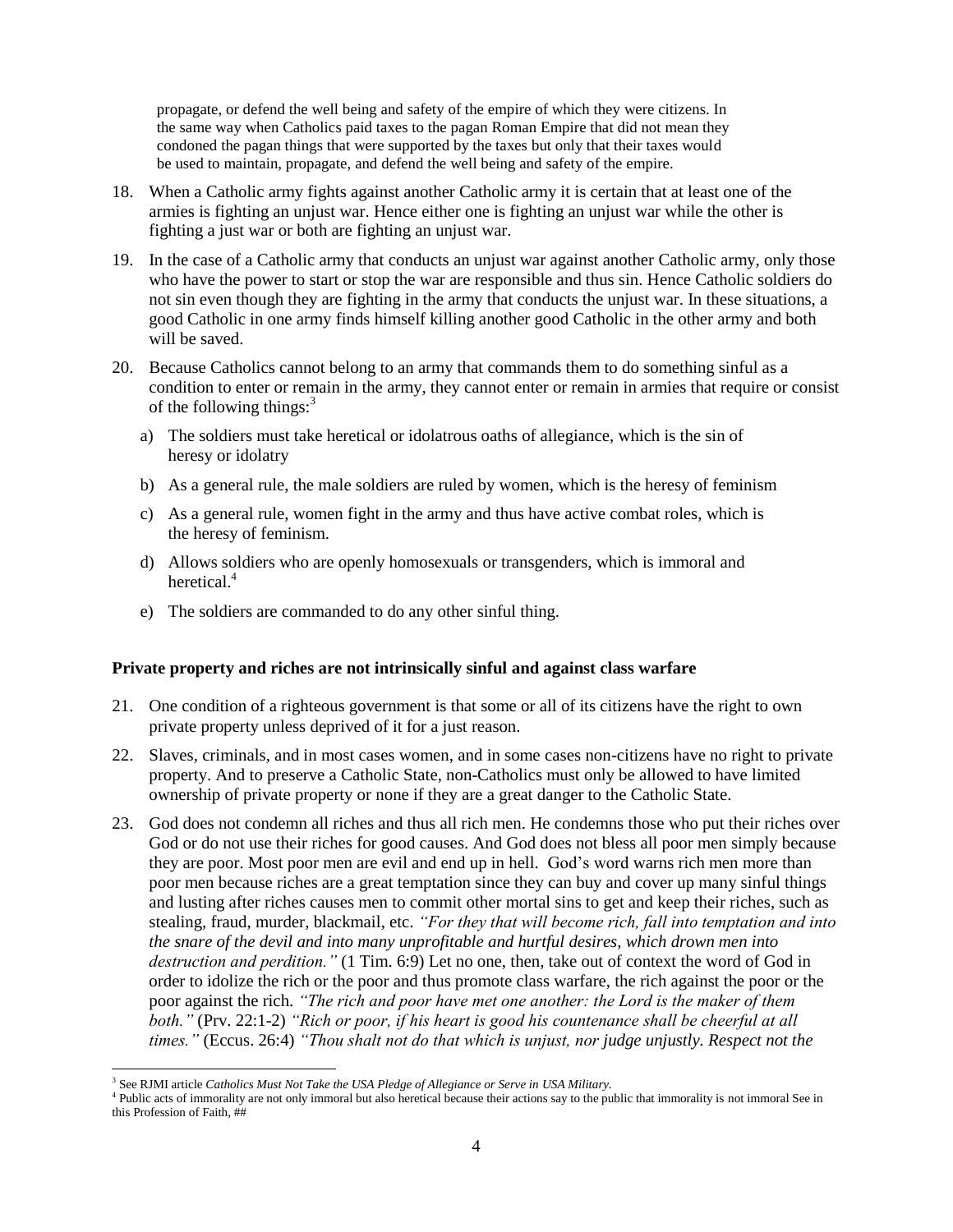propagate, or defend the well being and safety of the empire of which they were citizens. In the same way when Catholics paid taxes to the pagan Roman Empire that did not mean they condoned the pagan things that were supported by the taxes but only that their taxes would be used to maintain, propagate, and defend the well being and safety of the empire.

18. When a Catholic army fights against another Catholic army it is certain that at least one of the armies is fighting an unjust war. Hence either one is fighting an unjust war while the other is fighting a just war or both are fighting an unjust war.

19. In the case of a Catholic army that conducts an unjust war against another Catholic army, only those who have the power to start or stop the war are responsible and thus sin. Hence Catholic soldiers do not sin even though they are fighting in the army that conducts the unjust war. In these situations, a good Catholic in one army finds himself killing another good Catholic in the other army and both will be saved.

20. Because Catholics cannot belong to an army that commands them to do something sinful as a condition to enter or remain in the army, they cannot enter or remain in armies that require or consist of the following things:[3]

    a) The soldiers must take heretical or idolatrous oaths of allegiance, which is the sin of heresy or idolatry

    b) As a general rule, the male soldiers are ruled by women, which is the heresy of feminism

    c) As a general rule, women fight in the army and thus have active combat roles, which is the heresy of feminism.

    d) Allows soldiers who are openly homosexuals or transgenders, which is immoral and heretical.[4]

    e) The soldiers are commanded to do any other sinful thing.

**Private property and riches are not intrinsically sinful and against class warfare**

21. One condition of a righteous government is that some or all of its citizens have the right to own private property unless deprived of it for a just reason.

22. Slaves, criminals, and in most cases women, and in some cases non-citizens have no right to private property. And to preserve a Catholic State, non-Catholics must only be allowed to have limited ownership of private property or none if they are a great danger to the Catholic State.

23. God does not condemn all riches and thus all rich men. He condemns those who put their riches over God or do not use their riches for good causes. And God does not bless all poor men simply because they are poor. Most poor men are evil and end up in hell. God's word warns rich men more than poor men because riches are a great temptation since they can buy and cover up many sinful things and lusting after riches causes men to commit other mortal sins to get and keep their riches, such as stealing, fraud, murder, blackmail, etc. *"For they that will become rich, fall into temptation and into the snare of the devil and into many unprofitable and hurtful desires, which drown men into destruction and perdition."* (1 Tim. 6:9) Let no one, then, take out of context the word of God in order to idolize the rich or the poor and thus promote class warfare, the rich against the poor or the poor against the rich. *"The rich and poor have met one another: the Lord is the maker of them both."* (Prv. 22:1-2) *"Rich or poor, if his heart is good his countenance shall be cheerful at all times."* (Eccus. 26:4) *"Thou shalt not do that which is unjust, nor judge unjustly. Respect not the*

---

[3] See RJMI article *Catholics Must Not Take the USA Pledge of Allegiance or Serve in USA Military.*

[4] Public acts of immorality are not only immoral but also heretical because their actions say to the public that immorality is not immoral See in this Profession of Faith, ##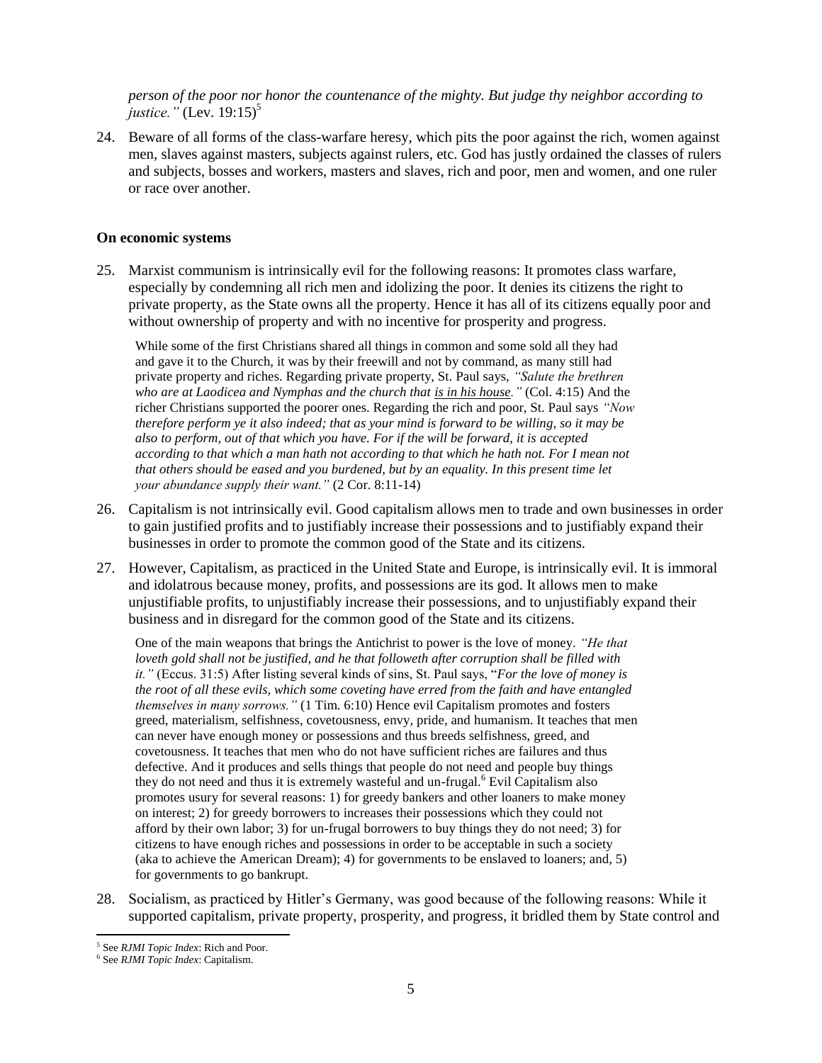*person of the poor nor honor the countenance of the mighty. But judge thy neighbor according to justice."* (Lev. 19:15)[5]

24. Beware of all forms of the class-warfare heresy, which pits the poor against the rich, women against men, slaves against masters, subjects against rulers, etc. God has justly ordained the classes of rulers and subjects, bosses and workers, masters and slaves, rich and poor, men and women, and one ruler or race over another.

**On economic systems**

25. Marxist communism is intrinsically evil for the following reasons: It promotes class warfare, especially by condemning all rich men and idolizing the poor. It denies its citizens the right to private property, as the State owns all the property. Hence it has all of its citizens equally poor and without ownership of property and with no incentive for prosperity and progress.

   While some of the first Christians shared all things in common and some sold all they had and gave it to the Church, it was by their freewill and not by command, as many still had private property and riches. Regarding private property, St. Paul says, *"Salute the brethren who are at Laodicea and Nymphas and the church that is in his house."* (Col. 4:15) And the richer Christians supported the poorer ones. Regarding the rich and poor, St. Paul says *"Now therefore perform ye it also indeed; that as your mind is forward to be willing, so it may be also to perform, out of that which you have. For if the will be forward, it is accepted according to that which a man hath not according to that which he hath not. For I mean not that others should be eased and you burdened, but by an equality. In this present time let your abundance supply their want."* (2 Cor. 8:11-14)

26. Capitalism is not intrinsically evil. Good capitalism allows men to trade and own businesses in order to gain justified profits and to justifiably increase their possessions and to justifiably expand their businesses in order to promote the common good of the State and its citizens.

27. However, Capitalism, as practiced in the United State and Europe, is intrinsically evil. It is immoral and idolatrous because money, profits, and possessions are its god. It allows men to make unjustifiable profits, to unjustifiably increase their possessions, and to unjustifiably expand their business and in disregard for the common good of the State and its citizens.

   One of the main weapons that brings the Antichrist to power is the love of money. *"He that loveth gold shall not be justified, and he that followeth after corruption shall be filled with it."* (Eccus. 31:5) After listing several kinds of sins, St. Paul says, "*For the love of money is the root of all these evils, which some coveting have erred from the faith and have entangled themselves in many sorrows."* (1 Tim. 6:10) Hence evil Capitalism promotes and fosters greed, materialism, selfishness, covetousness, envy, pride, and humanism. It teaches that men can never have enough money or possessions and thus breeds selfishness, greed, and covetousness. It teaches that men who do not have sufficient riches are failures and thus defective. And it produces and sells things that people do not need and people buy things they do not need and thus it is extremely wasteful and un-frugal.[6] Evil Capitalism also promotes usury for several reasons: 1) for greedy bankers and other loaners to make money on interest; 2) for greedy borrowers to increases their possessions which they could not afford by their own labor; 3) for un-frugal borrowers to buy things they do not need; 3) for citizens to have enough riches and possessions in order to be acceptable in such a society (aka to achieve the American Dream); 4) for governments to be enslaved to loaners; and, 5) for governments to go bankrupt.

28. Socialism, as practiced by Hitler's Germany, was good because of the following reasons: While it supported capitalism, private property, prosperity, and progress, it bridled them by State control and

---

[5] See *RJMI Topic Index*: Rich and Poor.

[6] See *RJMI Topic Index*: Capitalism.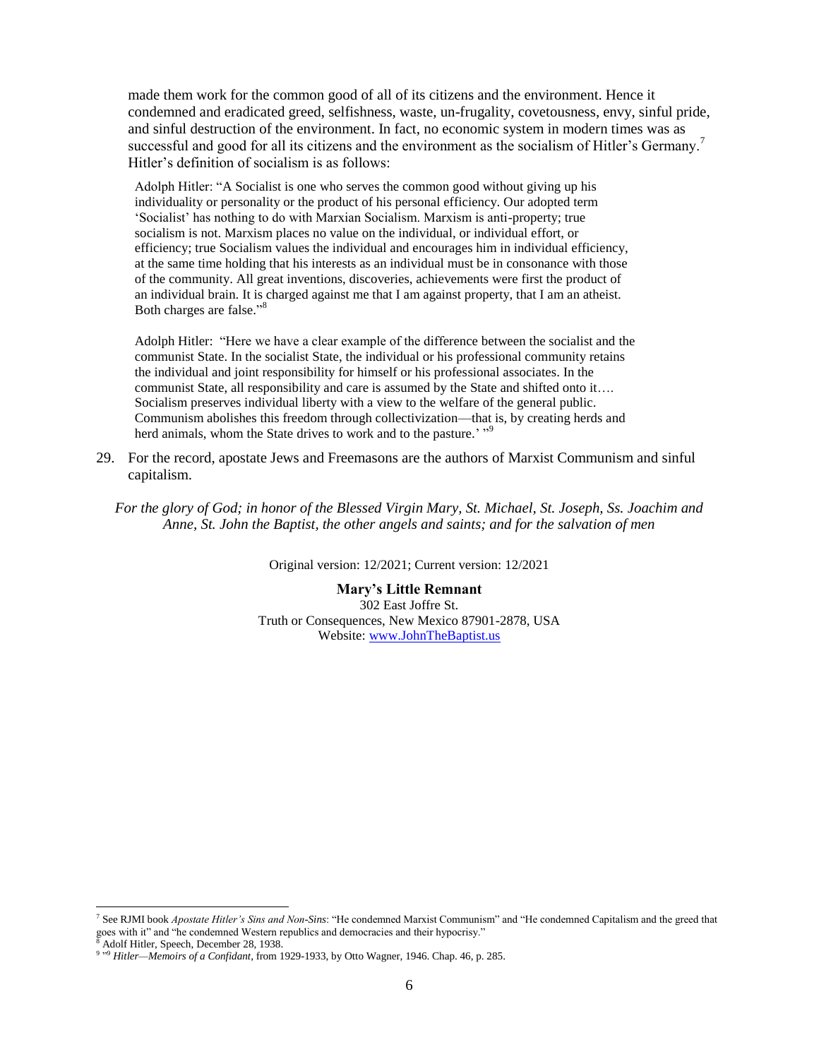made them work for the common good of all of its citizens and the environment. Hence it condemned and eradicated greed, selfishness, waste, un-frugality, covetousness, envy, sinful pride, and sinful destruction of the environment. In fact, no economic system in modern times was as successful and good for all its citizens and the environment as the socialism of Hitler's Germany.[7] Hitler's definition of socialism is as follows:

> Adolph Hitler: "A Socialist is one who serves the common good without giving up his individuality or personality or the product of his personal efficiency. Our adopted term 'Socialist' has nothing to do with Marxian Socialism. Marxism is anti-property; true socialism is not. Marxism places no value on the individual, or individual effort, or efficiency; true Socialism values the individual and encourages him in individual efficiency, at the same time holding that his interests as an individual must be in consonance with those of the community. All great inventions, discoveries, achievements were first the product of an individual brain. It is charged against me that I am against property, that I am an atheist. Both charges are false."[8]

> Adolph Hitler: "Here we have a clear example of the difference between the socialist and the communist State. In the socialist State, the individual or his professional community retains the individual and joint responsibility for himself or his professional associates. In the communist State, all responsibility and care is assumed by the State and shifted onto it…. Socialism preserves individual liberty with a view to the welfare of the general public. Communism abolishes this freedom through collectivization—that is, by creating herds and herd animals, whom the State drives to work and to the pasture.' "[9]

29. For the record, apostate Jews and Freemasons are the authors of Marxist Communism and sinful capitalism.

*For the glory of God; in honor of the Blessed Virgin Mary, St. Michael, St. Joseph, Ss. Joachim and Anne, St. John the Baptist, the other angels and saints; and for the salvation of men*

Original version: 12/2021; Current version: 12/2021

**Mary's Little Remnant**
302 East Joffre St.
Truth or Consequences, New Mexico 87901-2878, USA
Website: www.JohnTheBaptist.us

---

[7] See RJMI book *Apostate Hitler's Sins and Non-Sins*: "He condemned Marxist Communism" and "He condemned Capitalism and the greed that goes with it" and "he condemned Western republics and democracies and their hypocrisy."

[8] Adolf Hitler, Speech, December 28, 1938.

[9] "[9] *Hitler—Memoirs of a Confidant*, from 1929-1933, by Otto Wagner, 1946. Chap. 46, p. 285.